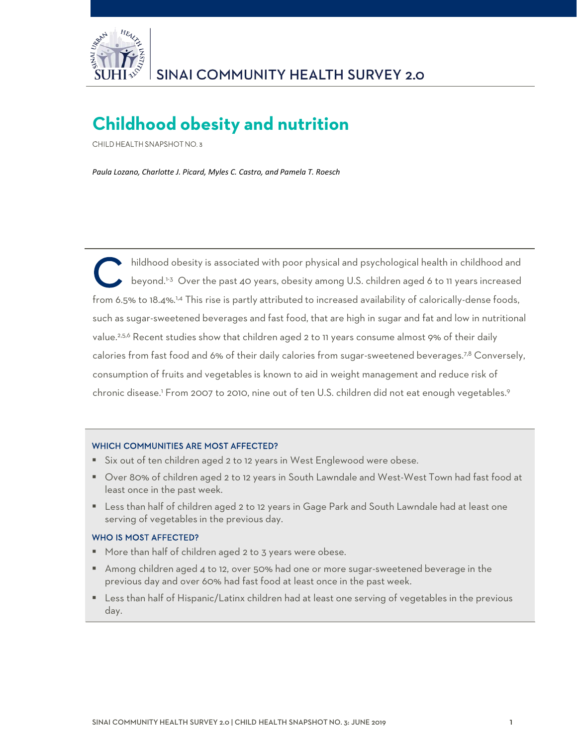SINAI COMMUNITY HEALTH SURVEY 2.0

# Childhood obesity and nutrition

CHILD HEALTH SNAPSHOT NO. 3

*Paula Lozano, Charlotte J. Picard, Myles C. Castro, and Pamela T. Roesch*

Childhood obesity is associated with poor physical and psychological health in childhood and beyond.[1-3] Over the past 40 years, obesity among U.S. children aged 6 to 11 years increased from 6.5% to 18.4%.[1,4] This rise is partly attributed to increased availability of calorically-dense foods, such as sugar-sweetened beverages and fast food, that are high in sugar and fat and low in nutritional value.[2,5,6] Recent studies show that children aged 2 to 11 years consume almost 9% of their daily calories from fast food and 6% of their daily calories from sugar-sweetened beverages.[7,8] Conversely, consumption of fruits and vegetables is known to aid in weight management and reduce risk of chronic disease.[1] From 2007 to 2010, nine out of ten U.S. children did not eat enough vegetables.[9]

### WHICH COMMUNITIES ARE MOST AFFECTED?

- Six out of ten children aged 2 to 12 years in West Englewood were obese.
- Over 80% of children aged 2 to 12 years in South Lawndale and West-West Town had fast food at least once in the past week.
- Less than half of children aged 2 to 12 years in Gage Park and South Lawndale had at least one serving of vegetables in the previous day.

### WHO IS MOST AFFECTED?

- More than half of children aged 2 to 3 years were obese.
- Among children aged 4 to 12, over 50% had one or more sugar-sweetened beverage in the previous day and over 60% had fast food at least once in the past week.
- Less than half of Hispanic/Latinx children had at least one serving of vegetables in the previous day.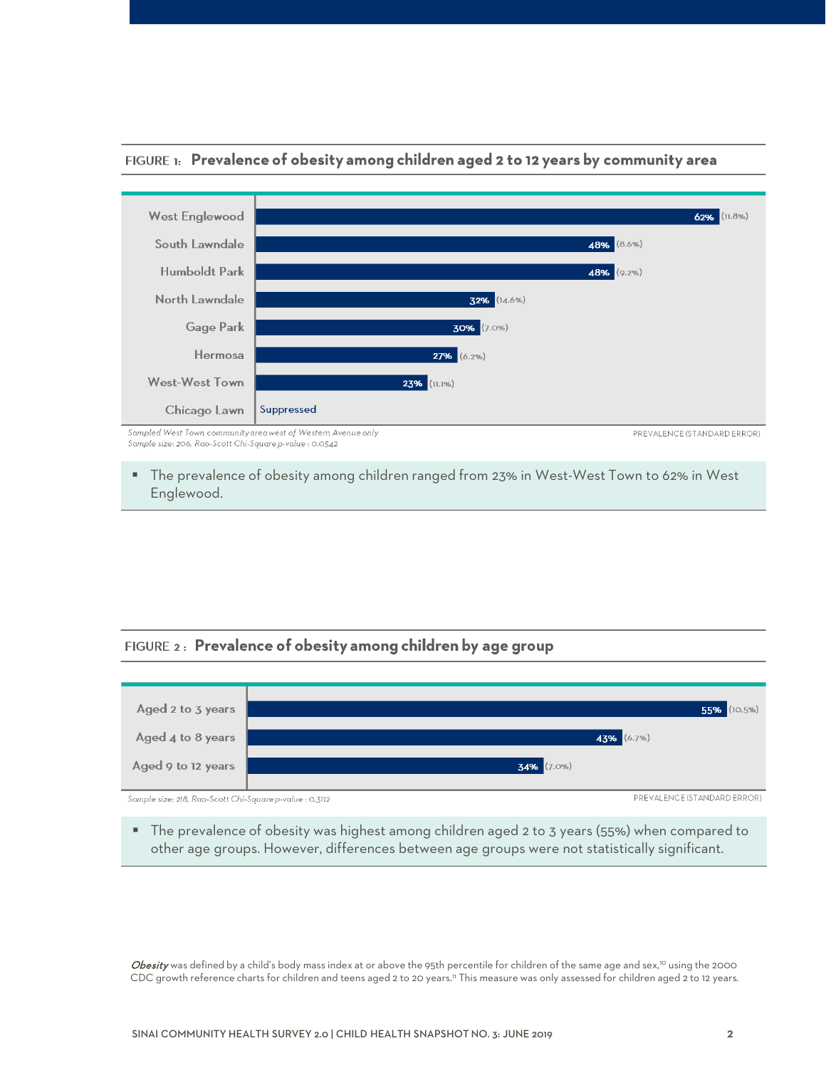**FIGURE 1: Prevalence of obesity among children aged 2 to 12 years by community area**

| Community area | Prevalence (Standard error) |
| --- | --- |
| West Englewood | 62% (11.8%) |
| South Lawndale | 48% (8.6%) |
| Humboldt Park | 48% (9.2%) |
| North Lawndale | 32% (14.6%) |
| Gage Park | 30% (7.0%) |
| Hermosa | 27% (6.2%) |
| West-West Town | 23% (11.1%) |
| Chicago Lawn | Suppressed |

*Sampled West Town community area west of Western Avenue only*
*Sample size: 206, Rao-Scott Chi-Square p-value : 0.0542*

PREVALENCE (STANDARD ERROR)

- The prevalence of obesity among children ranged from 23% in West-West Town to 62% in West Englewood.

**FIGURE 2: Prevalence of obesity among children by age group**

| Age group | Prevalence (Standard error) |
| --- | --- |
| Aged 2 to 3 years | 55% (10.5%) |
| Aged 4 to 8 years | 43% (6.7%) |
| Aged 9 to 12 years | 34% (7.0%) |

*Sample size: 218, Rao-Scott Chi-Square p-value : 0.3112*

PREVALENCE (STANDARD ERROR)

- The prevalence of obesity was highest among children aged 2 to 3 years (55%) when compared to other age groups. However, differences between age groups were not statistically significant.

***Obesity*** was defined by a child's body mass index at or above the 95th percentile for children of the same age and sex,[10] using the 2000 CDC growth reference charts for children and teens aged 2 to 20 years.[11] This measure was only assessed for children aged 2 to 12 years.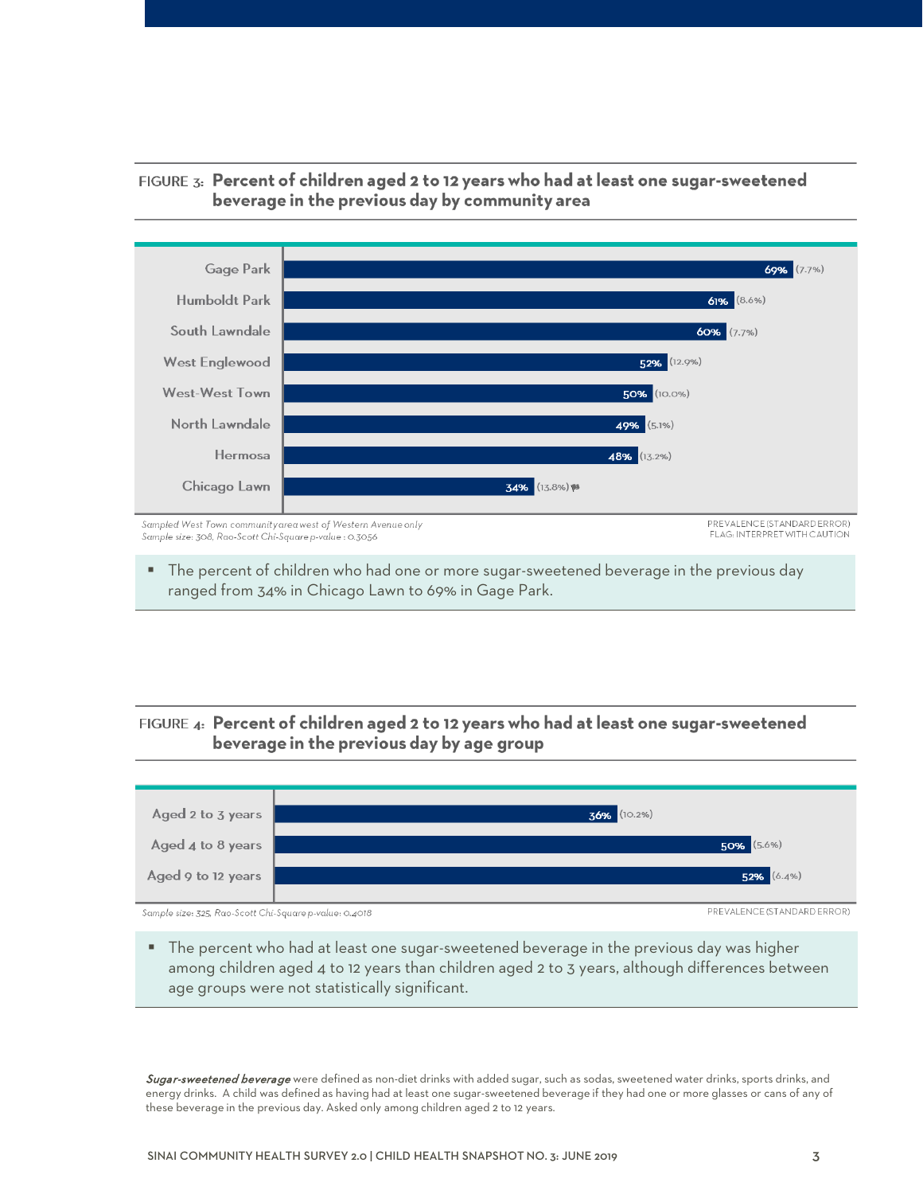**FIGURE 3: Percent of children aged 2 to 12 years who had at least one sugar-sweetened beverage in the previous day by community area**

| Community area | Prevalence | (Standard error) |
|---|---|---|
| Gage Park | 69% | (7.7%) |
| Humboldt Park | 61% | (8.6%) |
| South Lawndale | 60% | (7.7%) |
| West Englewood | 52% | (12.9%) |
| West-West Town | 50% | (10.0%) |
| North Lawndale | 49% | (5.1%) |
| Hermosa | 48% | (13.2%) |
| Chicago Lawn | 34% | (13.8%) ⚑ |

*Sampled West Town community area west of Western Avenue only*
*Sample size: 308, Rao-Scott Chi-Square p-value : 0.3056*

PREVALENCE (STANDARD ERROR)
FLAG: INTERPRET WITH CAUTION

- The percent of children who had one or more sugar-sweetened beverage in the previous day ranged from 34% in Chicago Lawn to 69% in Gage Park.

**FIGURE 4: Percent of children aged 2 to 12 years who had at least one sugar-sweetened beverage in the previous day by age group**

| Age group | Prevalence | (Standard error) |
|---|---|---|
| Aged 2 to 3 years | 36% | (10.2%) |
| Aged 4 to 8 years | 50% | (5.6%) |
| Aged 9 to 12 years | 52% | (6.4%) |

*Sample size: 325, Rao-Scott Chi-Square p-value: 0.4018*

PREVALENCE (STANDARD ERROR)

- The percent who had at least one sugar-sweetened beverage in the previous day was higher among children aged 4 to 12 years than children aged 2 to 3 years, although differences between age groups were not statistically significant.

***Sugar-sweetened beverage*** were defined as non-diet drinks with added sugar, such as sodas, sweetened water drinks, sports drinks, and energy drinks. A child was defined as having had at least one sugar-sweetened beverage if they had one or more glasses or cans of any of these beverage in the previous day. Asked only among children aged 2 to 12 years.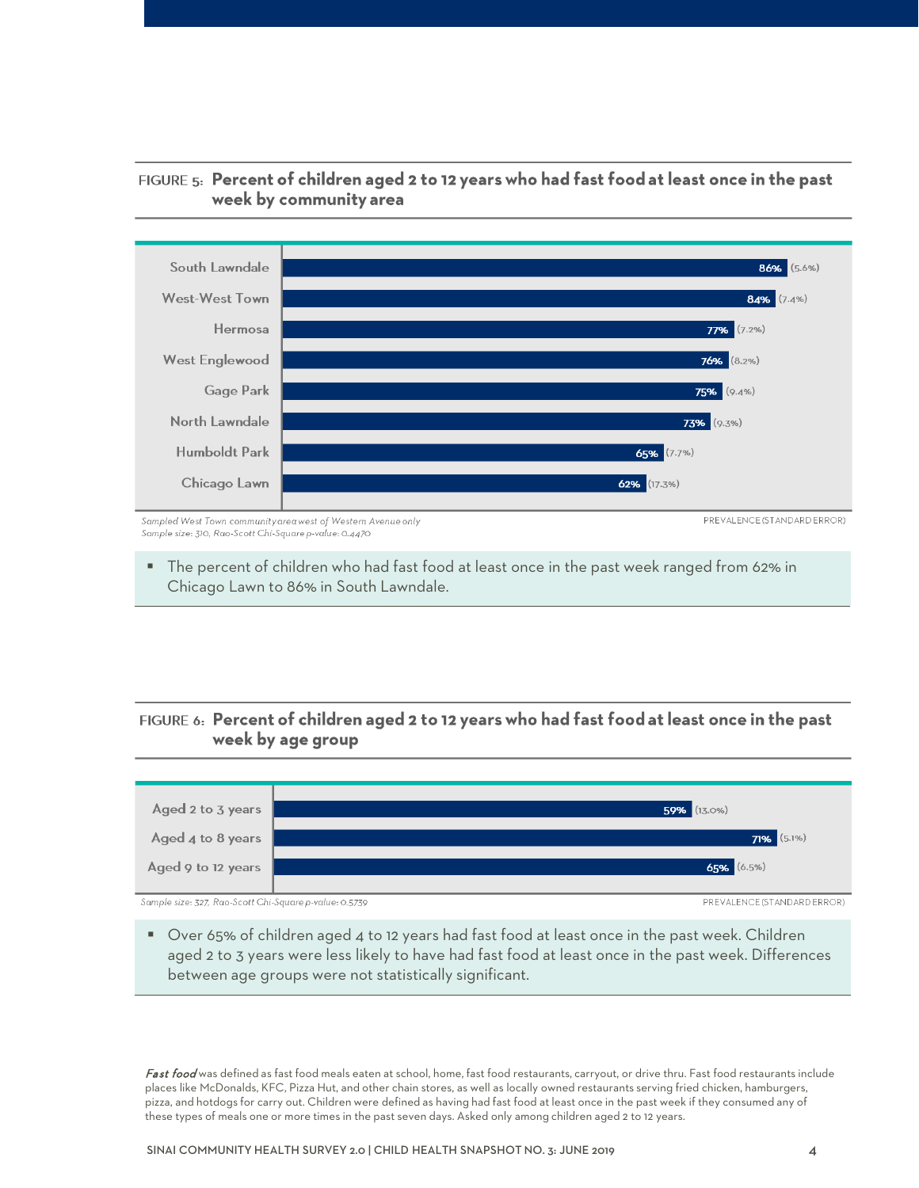**FIGURE 5: Percent of children aged 2 to 12 years who had fast food at least once in the past week by community area**

| Community area | Prevalence (Standard Error) |
|---|---|
| South Lawndale | 86% (5.6%) |
| West-West Town | 84% (7.4%) |
| Hermosa | 77% (7.2%) |
| West Englewood | 76% (8.2%) |
| Gage Park | 75% (9.4%) |
| North Lawndale | 73% (9.3%) |
| Humboldt Park | 65% (7.7%) |
| Chicago Lawn | 62% (17.3%) |

*Sampled West Town community area west of Western Avenue only*
*Sample size: 310, Rao-Scott Chi-Square p-value: 0.4470*

PREVALENCE (STANDARD ERROR)

- The percent of children who had fast food at least once in the past week ranged from 62% in Chicago Lawn to 86% in South Lawndale.

**FIGURE 6: Percent of children aged 2 to 12 years who had fast food at least once in the past week by age group**

| Age group | Prevalence (Standard Error) |
|---|---|
| Aged 2 to 3 years | 59% (13.0%) |
| Aged 4 to 8 years | 71% (5.1%) |
| Aged 9 to 12 years | 65% (6.5%) |

*Sample size: 327, Rao-Scott Chi-Square p-value: 0.5739*

PREVALENCE (STANDARD ERROR)

- Over 65% of children aged 4 to 12 years had fast food at least once in the past week. Children aged 2 to 3 years were less likely to have had fast food at least once in the past week. Differences between age groups were not statistically significant.

***Fast food*** was defined as fast food meals eaten at school, home, fast food restaurants, carryout, or drive thru. Fast food restaurants include places like McDonalds, KFC, Pizza Hut, and other chain stores, as well as locally owned restaurants serving fried chicken, hamburgers, pizza, and hotdogs for carry out. Children were defined as having had fast food at least once in the past week if they consumed any of these types of meals one or more times in the past seven days. Asked only among children aged 2 to 12 years.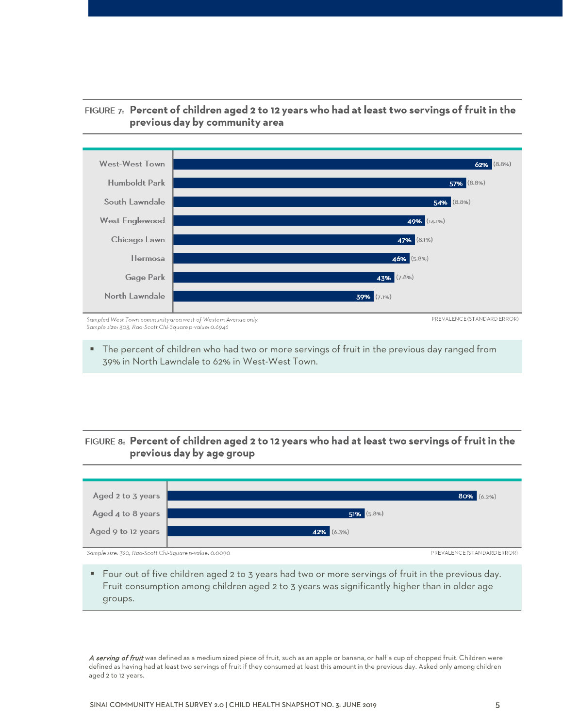**FIGURE 7: Percent of children aged 2 to 12 years who had at least two servings of fruit in the previous day by community area**

| Community area | Prevalence | Standard error |
|---|---|---|
| West-West Town | 62% | (8.8%) |
| Humboldt Park | 57% | (8.8%) |
| South Lawndale | 54% | (8.8%) |
| West Englewood | 49% | (14.1%) |
| Chicago Lawn | 47% | (8.1%) |
| Hermosa | 46% | (5.8%) |
| Gage Park | 43% | (7.8%) |
| North Lawndale | 39% | (7.1%) |

*Sampled West Town community area west of Western Avenue only*
*Sample size: 303, Rao-Scott Chi-Square p-value: 0.6946*

PREVALENCE (STANDARD ERROR)

- The percent of children who had two or more servings of fruit in the previous day ranged from 39% in North Lawndale to 62% in West-West Town.

**FIGURE 8: Percent of children aged 2 to 12 years who had at least two servings of fruit in the previous day by age group**

| Age group | Prevalence | Standard error |
|---|---|---|
| Aged 2 to 3 years | 80% | (6.2%) |
| Aged 4 to 8 years | 51% | (5.8%) |
| Aged 9 to 12 years | 42% | (6.3%) |

*Sample size: 320, Rao-Scott Chi-Square p-value: 0.0090*

PREVALENCE (STANDARD ERROR)

- Four out of five children aged 2 to 3 years had two or more servings of fruit in the previous day. Fruit consumption among children aged 2 to 3 years was significantly higher than in older age groups.

***A serving of fruit*** was defined as a medium sized piece of fruit, such as an apple or banana, or half a cup of chopped fruit. Children were defined as having had at least two servings of fruit if they consumed at least this amount in the previous day. Asked only among children aged 2 to 12 years.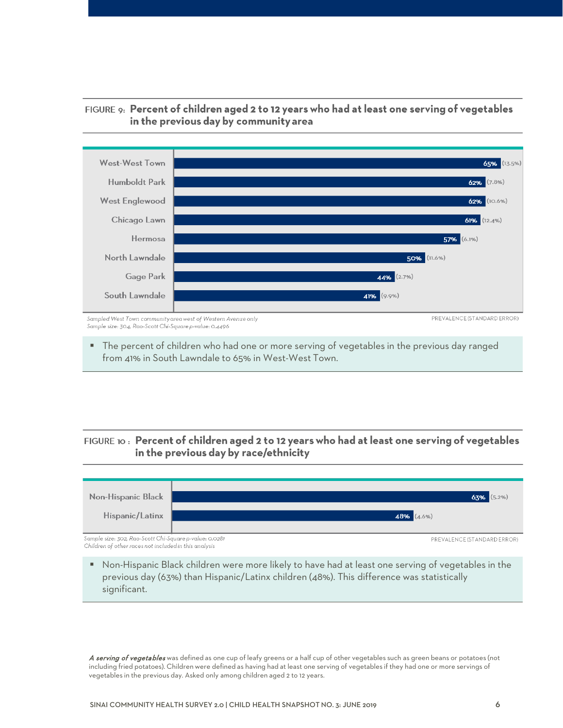**FIGURE 9: Percent of children aged 2 to 12 years who had at least one serving of vegetables in the previous day by community area**

| Community Area | Prevalence | (Standard Error) |
| --- | --- | --- |
| West-West Town | 65% | (13.5%) |
| Humboldt Park | 62% | (7.8%) |
| West Englewood | 62% | (10.6%) |
| Chicago Lawn | 61% | (12.4%) |
| Hermosa | 57% | (6.1%) |
| North Lawndale | 50% | (11.6%) |
| Gage Park | 44% | (2.7%) |
| South Lawndale | 41% | (9.9%) |

*Sampled West Town community area west of Western Avenue only*
*Sample size: 304, Rao-Scott Chi-Square p-value: 0.4496*

PREVALENCE (STANDARD ERROR)

- The percent of children who had one or more serving of vegetables in the previous day ranged from 41% in South Lawndale to 65% in West-West Town.

**FIGURE 10: Percent of children aged 2 to 12 years who had at least one serving of vegetables in the previous day by race/ethnicity**

| Race/Ethnicity | Prevalence | (Standard Error) |
| --- | --- | --- |
| Non-Hispanic Black | 63% | (5.2%) |
| Hispanic/Latinx | 48% | (4.6%) |

*Sample size: 302, Rao-Scott Chi-Square p-value: 0.0281*
*Children of other races not included in this analysis*

PREVALENCE (STANDARD ERROR)

- Non-Hispanic Black children were more likely to have had at least one serving of vegetables in the previous day (63%) than Hispanic/Latinx children (48%). This difference was statistically significant.

***A serving of vegetables*** was defined as one cup of leafy greens or a half cup of other vegetables such as green beans or potatoes (not including fried potatoes). Children were defined as having had at least one serving of vegetables if they had one or more servings of vegetables in the previous day. Asked only among children aged 2 to 12 years.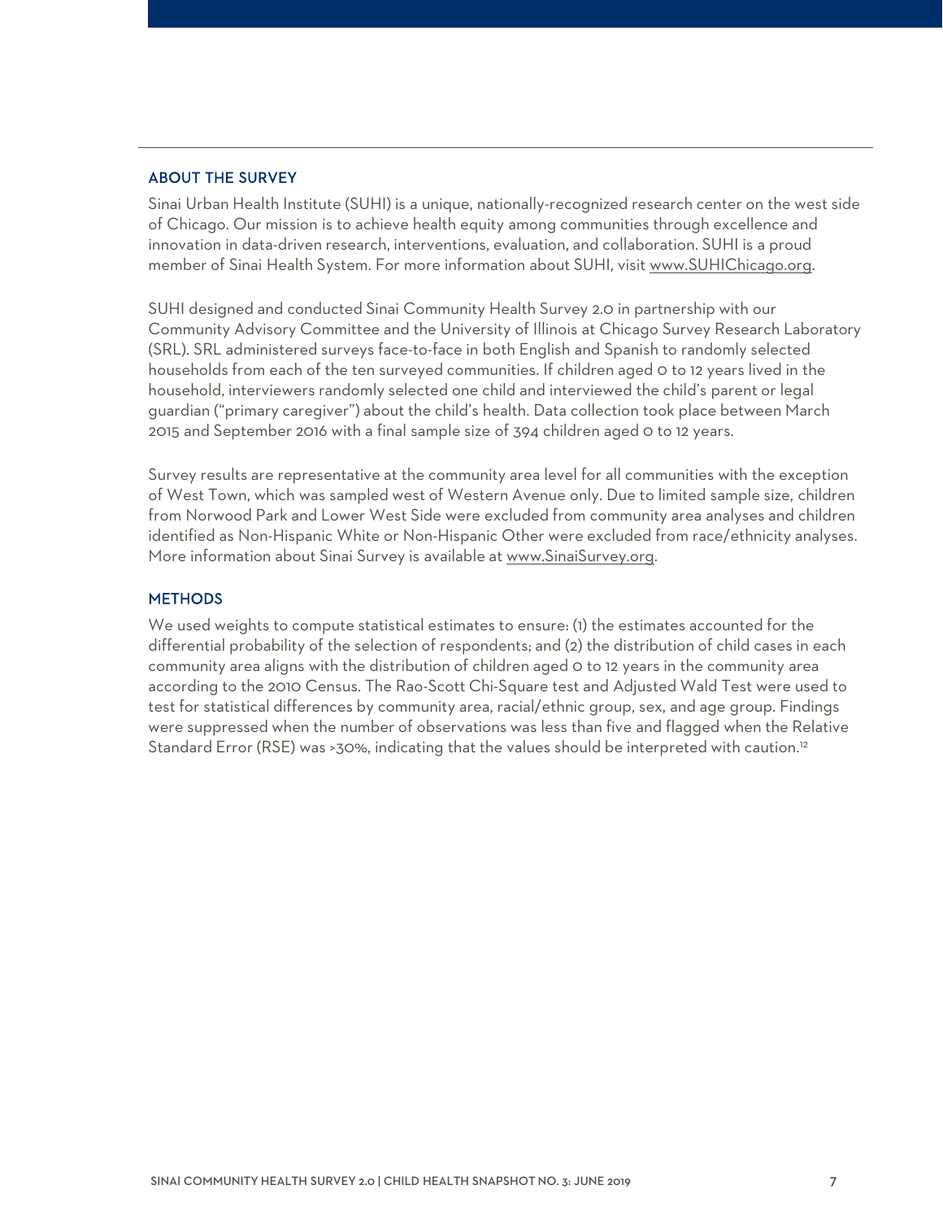## ABOUT THE SURVEY

Sinai Urban Health Institute (SUHI) is a unique, nationally-recognized research center on the west side of Chicago. Our mission is to achieve health equity among communities through excellence and innovation in data-driven research, interventions, evaluation, and collaboration. SUHI is a proud member of Sinai Health System. For more information about SUHI, visit www.SUHIChicago.org.

SUHI designed and conducted Sinai Community Health Survey 2.0 in partnership with our Community Advisory Committee and the University of Illinois at Chicago Survey Research Laboratory (SRL). SRL administered surveys face-to-face in both English and Spanish to randomly selected households from each of the ten surveyed communities. If children aged 0 to 12 years lived in the household, interviewers randomly selected one child and interviewed the child's parent or legal guardian ("primary caregiver") about the child's health. Data collection took place between March 2015 and September 2016 with a final sample size of 394 children aged 0 to 12 years.

Survey results are representative at the community area level for all communities with the exception of West Town, which was sampled west of Western Avenue only. Due to limited sample size, children from Norwood Park and Lower West Side were excluded from community area analyses and children identified as Non-Hispanic White or Non-Hispanic Other were excluded from race/ethnicity analyses. More information about Sinai Survey is available at www.SinaiSurvey.org.

## METHODS

We used weights to compute statistical estimates to ensure: (1) the estimates accounted for the differential probability of the selection of respondents; and (2) the distribution of child cases in each community area aligns with the distribution of children aged 0 to 12 years in the community area according to the 2010 Census. The Rao-Scott Chi-Square test and Adjusted Wald Test were used to test for statistical differences by community area, racial/ethnic group, sex, and age group. Findings were suppressed when the number of observations was less than five and flagged when the Relative Standard Error (RSE) was >30%, indicating that the values should be interpreted with caution.[12]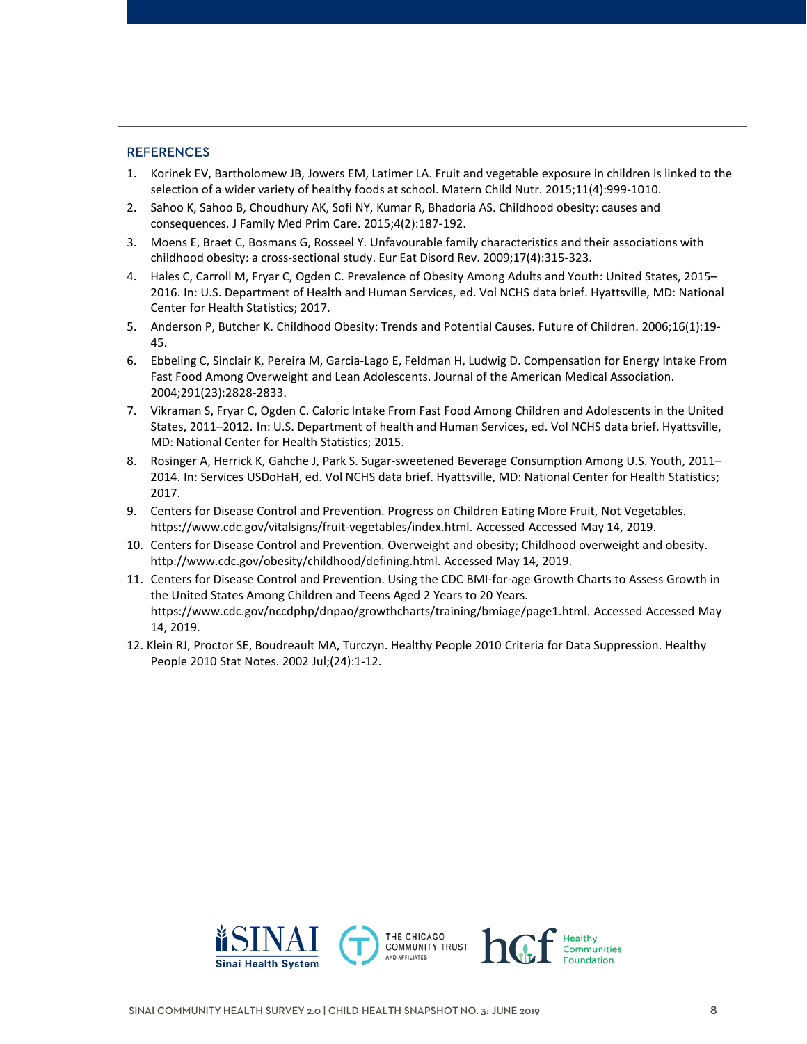## REFERENCES

1. Korinek EV, Bartholomew JB, Jowers EM, Latimer LA. Fruit and vegetable exposure in children is linked to the selection of a wider variety of healthy foods at school. Matern Child Nutr. 2015;11(4):999-1010.
2. Sahoo K, Sahoo B, Choudhury AK, Sofi NY, Kumar R, Bhadoria AS. Childhood obesity: causes and consequences. J Family Med Prim Care. 2015;4(2):187-192.
3. Moens E, Braet C, Bosmans G, Rosseel Y. Unfavourable family characteristics and their associations with childhood obesity: a cross-sectional study. Eur Eat Disord Rev. 2009;17(4):315-323.
4. Hales C, Carroll M, Fryar C, Ogden C. Prevalence of Obesity Among Adults and Youth: United States, 2015–2016. In: U.S. Department of Health and Human Services, ed. Vol NCHS data brief. Hyattsville, MD: National Center for Health Statistics; 2017.
5. Anderson P, Butcher K. Childhood Obesity: Trends and Potential Causes. Future of Children. 2006;16(1):19-45.
6. Ebbeling C, Sinclair K, Pereira M, Garcia-Lago E, Feldman H, Ludwig D. Compensation for Energy Intake From Fast Food Among Overweight and Lean Adolescents. Journal of the American Medical Association. 2004;291(23):2828-2833.
7. Vikraman S, Fryar C, Ogden C. Caloric Intake From Fast Food Among Children and Adolescents in the United States, 2011–2012. In: U.S. Department of health and Human Services, ed. Vol NCHS data brief. Hyattsville, MD: National Center for Health Statistics; 2015.
8. Rosinger A, Herrick K, Gahche J, Park S. Sugar-sweetened Beverage Consumption Among U.S. Youth, 2011–2014. In: Services USDoHaH, ed. Vol NCHS data brief. Hyattsville, MD: National Center for Health Statistics; 2017.
9. Centers for Disease Control and Prevention. Progress on Children Eating More Fruit, Not Vegetables. https://www.cdc.gov/vitalsigns/fruit-vegetables/index.html. Accessed Accessed May 14, 2019.
10. Centers for Disease Control and Prevention. Overweight and obesity; Childhood overweight and obesity. http://www.cdc.gov/obesity/childhood/defining.html. Accessed May 14, 2019.
11. Centers for Disease Control and Prevention. Using the CDC BMI-for-age Growth Charts to Assess Growth in the United States Among Children and Teens Aged 2 Years to 20 Years. https://www.cdc.gov/nccdphp/dnpao/growthcharts/training/bmiage/page1.html. Accessed Accessed May 14, 2019.
12. Klein RJ, Proctor SE, Boudreault MA, Turczyn. Healthy People 2010 Criteria for Data Suppression. Healthy People 2010 Stat Notes. 2002 Jul;(24):1-12.

Sinai Health System | THE CHICAGO COMMUNITY TRUST AND AFFILIATES | hcf Healthy Communities Foundation